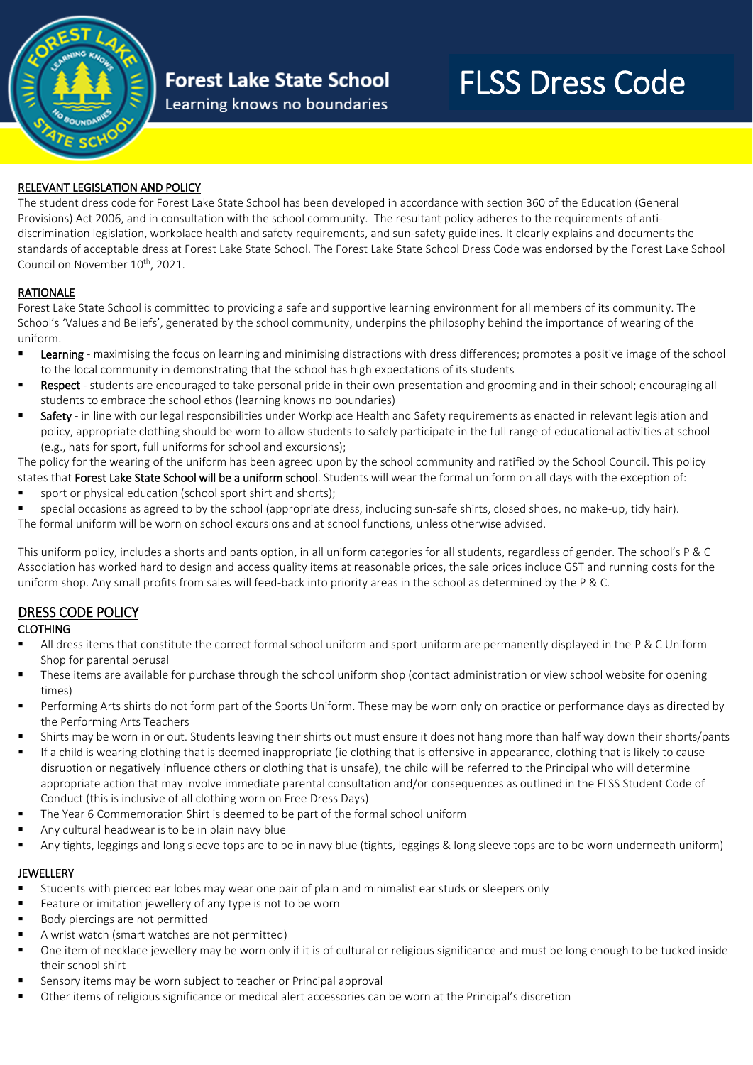# Forest Lake State School

Learning knows no boundaries

# FLSS Dress Code

## RELEVANT LEGISLATION AND POLICY

The student dress code for Forest Lake State School has been developed in accordance with section 360 of the Education (General Provisions) Act 2006, and in consultation with the school community. The resultant policy adheres to the requirements of anti-discrimination legislation, workplace health and safety requirements, and sun-safety guidelines. It clearly explains and documents the standards of acceptable dress at Forest Lake State School. The Forest Lake State School Dress Code was endorsed by the Forest Lake School Council on November 10th, 2021.

## RATIONALE

Forest Lake State School is committed to providing a safe and supportive learning environment for all members of its community. The School's 'Values and Beliefs', generated by the school community, underpins the philosophy behind the importance of wearing of the uniform.

- **Learning** - maximising the focus on learning and minimising distractions with dress differences; promotes a positive image of the school to the local community in demonstrating that the school has high expectations of its students
- **Respect** - students are encouraged to take personal pride in their own presentation and grooming and in their school; encouraging all students to embrace the school ethos (learning knows no boundaries)
- **Safety** - in line with our legal responsibilities under Workplace Health and Safety requirements as enacted in relevant legislation and policy, appropriate clothing should be worn to allow students to safely participate in the full range of educational activities at school (e.g., hats for sport, full uniforms for school and excursions);

The policy for the wearing of the uniform has been agreed upon by the school community and ratified by the School Council. This policy states that **Forest Lake State School will be a uniform school**. Students will wear the formal uniform on all days with the exception of:

- sport or physical education (school sport shirt and shorts);
- special occasions as agreed to by the school (appropriate dress, including sun-safe shirts, closed shoes, no make-up, tidy hair).

The formal uniform will be worn on school excursions and at school functions, unless otherwise advised.

This uniform policy, includes a shorts and pants option, in all uniform categories for all students, regardless of gender. The school's P & C Association has worked hard to design and access quality items at reasonable prices, the sale prices include GST and running costs for the uniform shop. Any small profits from sales will feed-back into priority areas in the school as determined by the P & C.

## DRESS CODE POLICY

### CLOTHING

- All dress items that constitute the correct formal school uniform and sport uniform are permanently displayed in the P & C Uniform Shop for parental perusal
- These items are available for purchase through the school uniform shop (contact administration or view school website for opening times)
- Performing Arts shirts do not form part of the Sports Uniform. These may be worn only on practice or performance days as directed by the Performing Arts Teachers
- Shirts may be worn in or out. Students leaving their shirts out must ensure it does not hang more than half way down their shorts/pants
- If a child is wearing clothing that is deemed inappropriate (ie clothing that is offensive in appearance, clothing that is likely to cause disruption or negatively influence others or clothing that is unsafe), the child will be referred to the Principal who will determine appropriate action that may involve immediate parental consultation and/or consequences as outlined in the FLSS Student Code of Conduct (this is inclusive of all clothing worn on Free Dress Days)
- The Year 6 Commemoration Shirt is deemed to be part of the formal school uniform
- Any cultural headwear is to be in plain navy blue
- Any tights, leggings and long sleeve tops are to be in navy blue (tights, leggings & long sleeve tops are to be worn underneath uniform)

### JEWELLERY

- Students with pierced ear lobes may wear one pair of plain and minimalist ear studs or sleepers only
- Feature or imitation jewellery of any type is not to be worn
- Body piercings are not permitted
- A wrist watch (smart watches are not permitted)
- One item of necklace jewellery may be worn only if it is of cultural or religious significance and must be long enough to be tucked inside their school shirt
- Sensory items may be worn subject to teacher or Principal approval
- Other items of religious significance or medical alert accessories can be worn at the Principal's discretion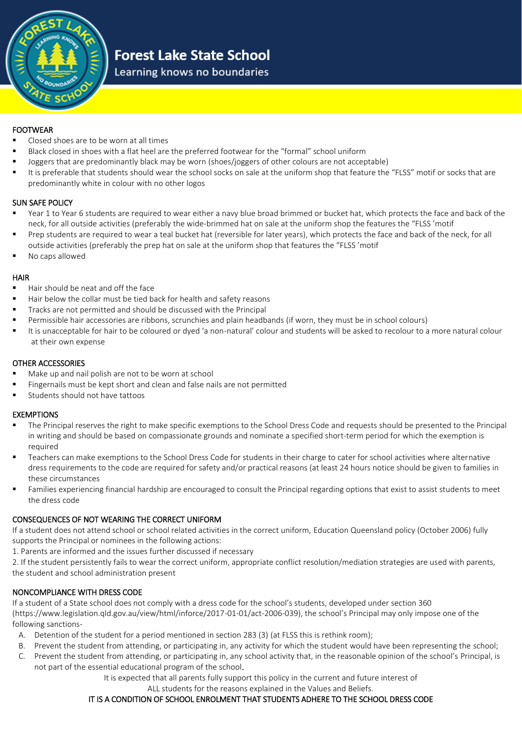# Forest Lake State School

Learning knows no boundaries

## FOOTWEAR

- Closed shoes are to be worn at all times
- Black closed in shoes with a flat heel are the preferred footwear for the "formal" school uniform
- Joggers that are predominantly black may be worn (shoes/joggers of other colours are not acceptable)
- It is preferable that students should wear the school socks on sale at the uniform shop that feature the "FLSS" motif or socks that are predominantly white in colour with no other logos

## SUN SAFE POLICY

- Year 1 to Year 6 students are required to wear either a navy blue broad brimmed or bucket hat, which protects the face and back of the neck, for all outside activities (preferably the wide-brimmed hat on sale at the uniform shop the features the "FLSS 'motif
- Prep students are required to wear a teal bucket hat (reversible for later years), which protects the face and back of the neck, for all outside activities (preferably the prep hat on sale at the uniform shop that features the "FLSS 'motif
- No caps allowed

## HAIR

- Hair should be neat and off the face
- Hair below the collar must be tied back for health and safety reasons
- Tracks are not permitted and should be discussed with the Principal
- Permissible hair accessories are ribbons, scrunchies and plain headbands (if worn, they must be in school colours)
- It is unacceptable for hair to be coloured or dyed 'a non-natural' colour and students will be asked to recolour to a more natural colour at their own expense

## OTHER ACCESSORIES

- Make up and nail polish are not to be worn at school
- Fingernails must be kept short and clean and false nails are not permitted
- Students should not have tattoos

## EXEMPTIONS

- The Principal reserves the right to make specific exemptions to the School Dress Code and requests should be presented to the Principal in writing and should be based on compassionate grounds and nominate a specified short-term period for which the exemption is required
- Teachers can make exemptions to the School Dress Code for students in their charge to cater for school activities where alternative dress requirements to the code are required for safety and/or practical reasons (at least 24 hours notice should be given to families in these circumstances
- Families experiencing financial hardship are encouraged to consult the Principal regarding options that exist to assist students to meet the dress code

## CONSEQUENCES OF NOT WEARING THE CORRECT UNIFORM

If a student does not attend school or school related activities in the correct uniform, Education Queensland policy (October 2006) fully supports the Principal or nominees in the following actions:

1. Parents are informed and the issues further discussed if necessary
2. If the student persistently fails to wear the correct uniform, appropriate conflict resolution/mediation strategies are used with parents, the student and school administration present

## NONCOMPLIANCE WITH DRESS CODE

If a student of a State school does not comply with a dress code for the school's students, developed under section 360 (https://www.legislation.qld.gov.au/view/html/inforce/2017-01-01/act-2006-039), the school's Principal may only impose one of the following sanctions-

A. Detention of the student for a period mentioned in section 283 (3) (at FLSS this is rethink room);
B. Prevent the student from attending, or participating in, any activity for which the student would have been representing the school;
C. Prevent the student from attending, or participating in, any school activity that, in the reasonable opinion of the school's Principal, is not part of the essential educational program of the school.

It is expected that all parents fully support this policy in the current and future interest of ALL students for the reasons explained in the Values and Beliefs.

IT IS A CONDITION OF SCHOOL ENROLMENT THAT STUDENTS ADHERE TO THE SCHOOL DRESS CODE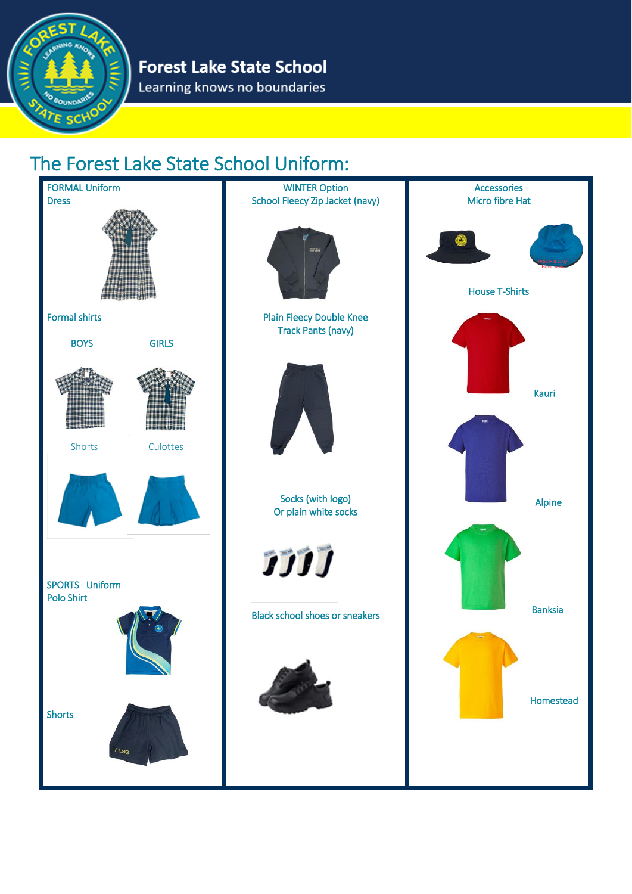Forest Lake State School

Learning knows no boundaries

# The Forest Lake State School Uniform:

## FORMAL Uniform

Dress

Formal shirts

BOYS

GIRLS

Shorts

Culottes

## SPORTS Uniform

Polo Shirt

Shorts

## WINTER Option

School Fleecy Zip Jacket (navy)

Plain Fleecy Double Knee Track Pants (navy)

Socks (with logo) Or plain white socks

Black school shoes or sneakers

## Accessories

Micro fibre Hat

House T-Shirts

Kauri

Alpine

Banksia

Homestead